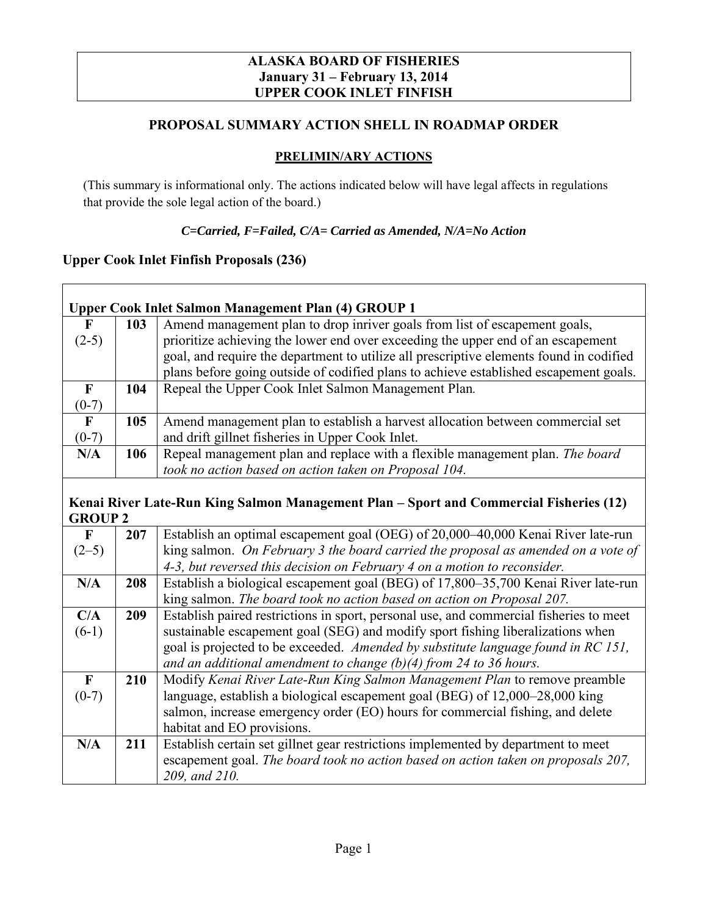**ALASKA BOARD OF FISHERIES**
**January 31 – February 13, 2014**
**UPPER COOK INLET FINFISH**

## PROPOSAL SUMMARY ACTION SHELL IN ROADMAP ORDER

### PRELIMIN/ARY ACTIONS

(This summary is informational only. The actions indicated below will have legal affects in regulations that provide the sole legal action of the board.)

***C=Carried, F=Failed, C/A= Carried as Amended, N/A=No Action***

### Upper Cook Inlet Finfish Proposals (236)

| | | |
|---|---|---|
| **Upper Cook Inlet Salmon Management Plan (4) GROUP 1** | | |
| **F** (2-5) | **103** | Amend management plan to drop inriver goals from list of escapement goals, prioritize achieving the lower end over exceeding the upper end of an escapement goal, and require the department to utilize all prescriptive elements found in codified plans before going outside of codified plans to achieve established escapement goals. |
| **F** (0-7) | **104** | Repeal the Upper Cook Inlet Salmon Management Plan. |
| **F** (0-7) | **105** | Amend management plan to establish a harvest allocation between commercial set and drift gillnet fisheries in Upper Cook Inlet. |
| **N/A** | **106** | Repeal management plan and replace with a flexible management plan. *The board took no action based on action taken on Proposal 104.* |
| **Kenai River Late-Run King Salmon Management Plan – Sport and Commercial Fisheries (12) GROUP 2** | | |
| **F** (2–5) | **207** | Establish an optimal escapement goal (OEG) of 20,000–40,000 Kenai River late-run king salmon. *On February 3 the board carried the proposal as amended on a vote of 4-3, but reversed this decision on February 4 on a motion to reconsider.* |
| **N/A** | **208** | Establish a biological escapement goal (BEG) of 17,800–35,700 Kenai River late-run king salmon. *The board took no action based on action on Proposal 207.* |
| **C/A** (6-1) | **209** | Establish paired restrictions in sport, personal use, and commercial fisheries to meet sustainable escapement goal (SEG) and modify sport fishing liberalizations when goal is projected to be exceeded. *Amended by substitute language found in RC 151, and an additional amendment to change (b)(4) from 24 to 36 hours.* |
| **F** (0-7) | **210** | Modify *Kenai River Late-Run King Salmon Management Plan* to remove preamble language, establish a biological escapement goal (BEG) of 12,000–28,000 king salmon, increase emergency order (EO) hours for commercial fishing, and delete habitat and EO provisions. |
| **N/A** | **211** | Establish certain set gillnet gear restrictions implemented by department to meet escapement goal. *The board took no action based on action taken on proposals 207, 209, and 210.* |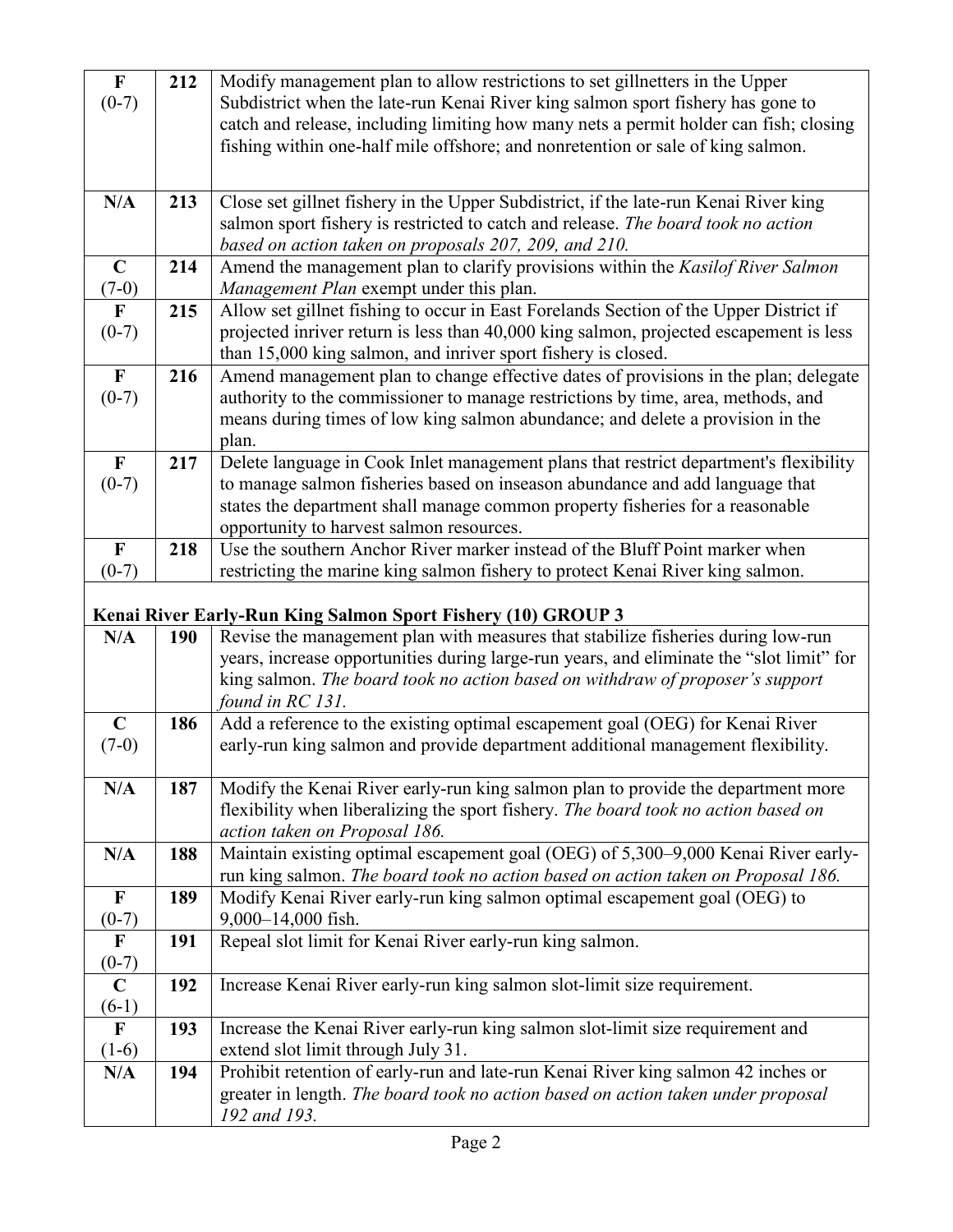| | | |
|---|---|---|
| F (0-7) | 212 | Modify management plan to allow restrictions to set gillnetters in the Upper Subdistrict when the late-run Kenai River king salmon sport fishery has gone to catch and release, including limiting how many nets a permit holder can fish; closing fishing within one-half mile offshore; and nonretention or sale of king salmon. |
| N/A | 213 | Close set gillnet fishery in the Upper Subdistrict, if the late-run Kenai River king salmon sport fishery is restricted to catch and release. *The board took no action based on action taken on proposals 207, 209, and 210.* |
| C (7-0) | 214 | Amend the management plan to clarify provisions within the *Kasilof River Salmon Management Plan* exempt under this plan. |
| F (0-7) | 215 | Allow set gillnet fishing to occur in East Forelands Section of the Upper District if projected inriver return is less than 40,000 king salmon, projected escapement is less than 15,000 king salmon, and inriver sport fishery is closed. |
| F (0-7) | 216 | Amend management plan to change effective dates of provisions in the plan; delegate authority to the commissioner to manage restrictions by time, area, methods, and means during times of low king salmon abundance; and delete a provision in the plan. |
| F (0-7) | 217 | Delete language in Cook Inlet management plans that restrict department's flexibility to manage salmon fisheries based on inseason abundance and add language that states the department shall manage common property fisheries for a reasonable opportunity to harvest salmon resources. |
| F (0-7) | 218 | Use the southern Anchor River marker instead of the Bluff Point marker when restricting the marine king salmon fishery to protect Kenai River king salmon. |
| **Kenai River Early-Run King Salmon Sport Fishery (10) GROUP 3** | | |
| N/A | 190 | Revise the management plan with measures that stabilize fisheries during low-run years, increase opportunities during large-run years, and eliminate the "slot limit" for king salmon. *The board took no action based on withdraw of proposer's support found in RC 131.* |
| C (7-0) | 186 | Add a reference to the existing optimal escapement goal (OEG) for Kenai River early-run king salmon and provide department additional management flexibility. |
| N/A | 187 | Modify the Kenai River early-run king salmon plan to provide the department more flexibility when liberalizing the sport fishery. *The board took no action based on action taken on Proposal 186.* |
| N/A | 188 | Maintain existing optimal escapement goal (OEG) of 5,300–9,000 Kenai River early-run king salmon. *The board took no action based on action taken on Proposal 186.* |
| F (0-7) | 189 | Modify Kenai River early-run king salmon optimal escapement goal (OEG) to 9,000–14,000 fish. |
| F (0-7) | 191 | Repeal slot limit for Kenai River early-run king salmon. |
| C (6-1) | 192 | Increase Kenai River early-run king salmon slot-limit size requirement. |
| F (1-6) | 193 | Increase the Kenai River early-run king salmon slot-limit size requirement and extend slot limit through July 31. |
| N/A | 194 | Prohibit retention of early-run and late-run Kenai River king salmon 42 inches or greater in length. *The board took no action based on action taken under proposal 192 and 193.* |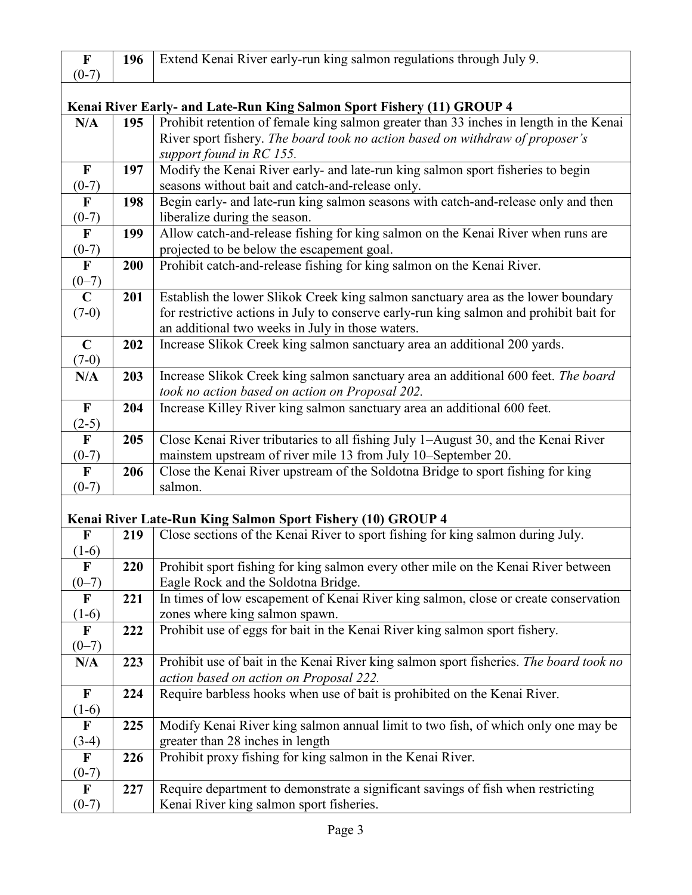| | | |
|---|---|---|
| **F** (0-7) | **196** | Extend Kenai River early-run king salmon regulations through July 9. |

**Kenai River Early- and Late-Run King Salmon Sport Fishery (11) GROUP 4**

| | | |
|---|---|---|
| **N/A** | **195** | Prohibit retention of female king salmon greater than 33 inches in length in the Kenai River sport fishery. *The board took no action based on withdraw of proposer's support found in RC 155.* |
| **F** (0-7) | **197** | Modify the Kenai River early- and late-run king salmon sport fisheries to begin seasons without bait and catch-and-release only. |
| **F** (0-7) | **198** | Begin early- and late-run king salmon seasons with catch-and-release only and then liberalize during the season. |
| **F** (0-7) | **199** | Allow catch-and-release fishing for king salmon on the Kenai River when runs are projected to be below the escapement goal. |
| **F** (0–7) | **200** | Prohibit catch-and-release fishing for king salmon on the Kenai River. |
| **C** (7-0) | **201** | Establish the lower Slikok Creek king salmon sanctuary area as the lower boundary for restrictive actions in July to conserve early-run king salmon and prohibit bait for an additional two weeks in July in those waters. |
| **C** (7-0) | **202** | Increase Slikok Creek king salmon sanctuary area an additional 200 yards. |
| **N/A** | **203** | Increase Slikok Creek king salmon sanctuary area an additional 600 feet. *The board took no action based on action on Proposal 202.* |
| **F** (2-5) | **204** | Increase Killey River king salmon sanctuary area an additional 600 feet. |
| **F** (0-7) | **205** | Close Kenai River tributaries to all fishing July 1–August 30, and the Kenai River mainstem upstream of river mile 13 from July 10–September 20. |
| **F** (0-7) | **206** | Close the Kenai River upstream of the Soldotna Bridge to sport fishing for king salmon. |

**Kenai River Late-Run King Salmon Sport Fishery (10) GROUP 4**

| | | |
|---|---|---|
| **F** (1-6) | **219** | Close sections of the Kenai River to sport fishing for king salmon during July. |
| **F** (0–7) | **220** | Prohibit sport fishing for king salmon every other mile on the Kenai River between Eagle Rock and the Soldotna Bridge. |
| **F** (1-6) | **221** | In times of low escapement of Kenai River king salmon, close or create conservation zones where king salmon spawn. |
| **F** (0–7) | **222** | Prohibit use of eggs for bait in the Kenai River king salmon sport fishery. |
| **N/A** | **223** | Prohibit use of bait in the Kenai River king salmon sport fisheries. *The board took no action based on action on Proposal 222.* |
| **F** (1-6) | **224** | Require barbless hooks when use of bait is prohibited on the Kenai River. |
| **F** (3-4) | **225** | Modify Kenai River king salmon annual limit to two fish, of which only one may be greater than 28 inches in length |
| **F** (0-7) | **226** | Prohibit proxy fishing for king salmon in the Kenai River. |
| **F** (0-7) | **227** | Require department to demonstrate a significant savings of fish when restricting Kenai River king salmon sport fisheries. |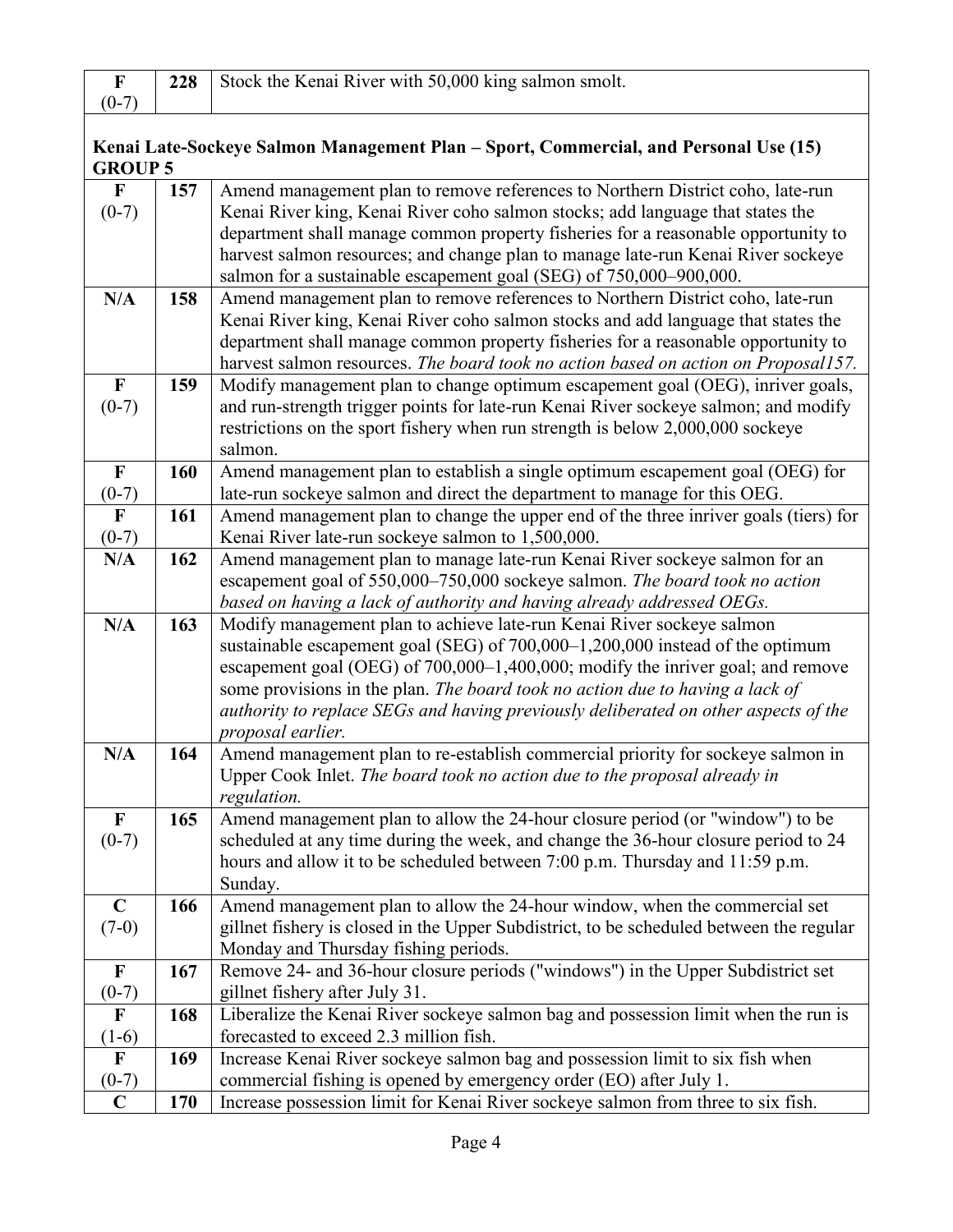| | | |
|---|---|---|
| F (0-7) | 228 | Stock the Kenai River with 50,000 king salmon smolt. |

**Kenai Late-Sockeye Salmon Management Plan – Sport, Commercial, and Personal Use (15)**
**GROUP 5**

| | | |
|---|---|---|
| F (0-7) | 157 | Amend management plan to remove references to Northern District coho, late-run Kenai River king, Kenai River coho salmon stocks; add language that states the department shall manage common property fisheries for a reasonable opportunity to harvest salmon resources; and change plan to manage late-run Kenai River sockeye salmon for a sustainable escapement goal (SEG) of 750,000–900,000. |
| N/A | 158 | Amend management plan to remove references to Northern District coho, late-run Kenai River king, Kenai River coho salmon stocks and add language that states the department shall manage common property fisheries for a reasonable opportunity to harvest salmon resources. *The board took no action based on action on Proposal157.* |
| F (0-7) | 159 | Modify management plan to change optimum escapement goal (OEG), inriver goals, and run-strength trigger points for late-run Kenai River sockeye salmon; and modify restrictions on the sport fishery when run strength is below 2,000,000 sockeye salmon. |
| F (0-7) | 160 | Amend management plan to establish a single optimum escapement goal (OEG) for late-run sockeye salmon and direct the department to manage for this OEG. |
| F (0-7) | 161 | Amend management plan to change the upper end of the three inriver goals (tiers) for Kenai River late-run sockeye salmon to 1,500,000. |
| N/A | 162 | Amend management plan to manage late-run Kenai River sockeye salmon for an escapement goal of 550,000–750,000 sockeye salmon. *The board took no action based on having a lack of authority and having already addressed OEGs.* |
| N/A | 163 | Modify management plan to achieve late-run Kenai River sockeye salmon sustainable escapement goal (SEG) of 700,000–1,200,000 instead of the optimum escapement goal (OEG) of 700,000–1,400,000; modify the inriver goal; and remove some provisions in the plan. *The board took no action due to having a lack of authority to replace SEGs and having previously deliberated on other aspects of the proposal earlier.* |
| N/A | 164 | Amend management plan to re-establish commercial priority for sockeye salmon in Upper Cook Inlet. *The board took no action due to the proposal already in regulation.* |
| F (0-7) | 165 | Amend management plan to allow the 24-hour closure period (or "window") to be scheduled at any time during the week, and change the 36-hour closure period to 24 hours and allow it to be scheduled between 7:00 p.m. Thursday and 11:59 p.m. Sunday. |
| C (7-0) | 166 | Amend management plan to allow the 24-hour window, when the commercial set gillnet fishery is closed in the Upper Subdistrict, to be scheduled between the regular Monday and Thursday fishing periods. |
| F (0-7) | 167 | Remove 24- and 36-hour closure periods ("windows") in the Upper Subdistrict set gillnet fishery after July 31. |
| F (1-6) | 168 | Liberalize the Kenai River sockeye salmon bag and possession limit when the run is forecasted to exceed 2.3 million fish. |
| F (0-7) | 169 | Increase Kenai River sockeye salmon bag and possession limit to six fish when commercial fishing is opened by emergency order (EO) after July 1. |
| C | 170 | Increase possession limit for Kenai River sockeye salmon from three to six fish. |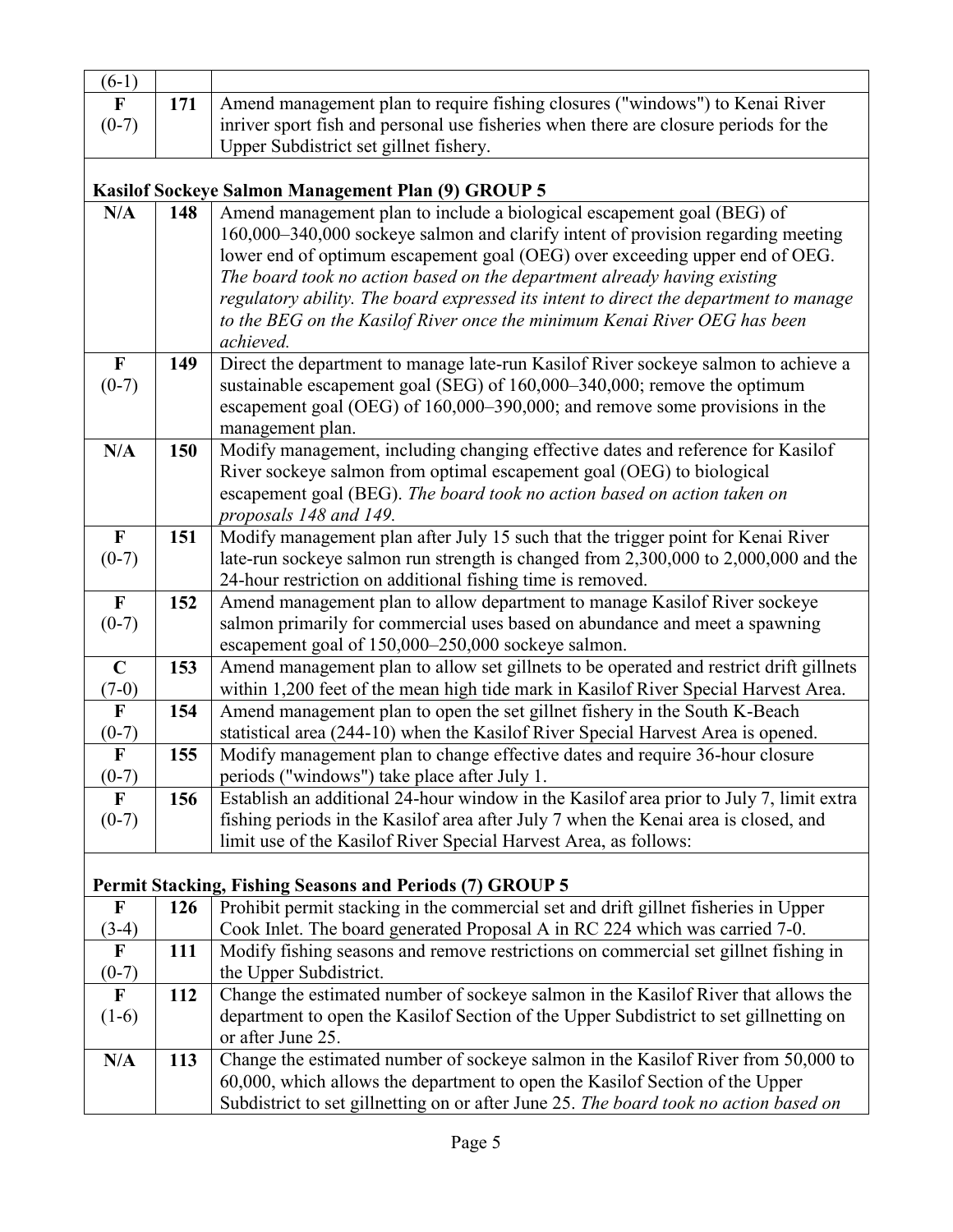| | | |
|---|---|---|
| (6-1) | | |
| **F** (0-7) | **171** | Amend management plan to require fishing closures ("windows") to Kenai River inriver sport fish and personal use fisheries when there are closure periods for the Upper Subdistrict set gillnet fishery. |
| **Kasilof Sockeye Salmon Management Plan (9) GROUP 5** | | |
| **N/A** | **148** | Amend management plan to include a biological escapement goal (BEG) of 160,000–340,000 sockeye salmon and clarify intent of provision regarding meeting lower end of optimum escapement goal (OEG) over exceeding upper end of OEG. *The board took no action based on the department already having existing regulatory ability. The board expressed its intent to direct the department to manage to the BEG on the Kasilof River once the minimum Kenai River OEG has been achieved.* |
| **F** (0-7) | **149** | Direct the department to manage late-run Kasilof River sockeye salmon to achieve a sustainable escapement goal (SEG) of 160,000–340,000; remove the optimum escapement goal (OEG) of 160,000–390,000; and remove some provisions in the management plan. |
| **N/A** | **150** | Modify management, including changing effective dates and reference for Kasilof River sockeye salmon from optimal escapement goal (OEG) to biological escapement goal (BEG). *The board took no action based on action taken on proposals 148 and 149.* |
| **F** (0-7) | **151** | Modify management plan after July 15 such that the trigger point for Kenai River late-run sockeye salmon run strength is changed from 2,300,000 to 2,000,000 and the 24-hour restriction on additional fishing time is removed. |
| **F** (0-7) | **152** | Amend management plan to allow department to manage Kasilof River sockeye salmon primarily for commercial uses based on abundance and meet a spawning escapement goal of 150,000–250,000 sockeye salmon. |
| **C** (7-0) | **153** | Amend management plan to allow set gillnets to be operated and restrict drift gillnets within 1,200 feet of the mean high tide mark in Kasilof River Special Harvest Area. |
| **F** (0-7) | **154** | Amend management plan to open the set gillnet fishery in the South K-Beach statistical area (244-10) when the Kasilof River Special Harvest Area is opened. |
| **F** (0-7) | **155** | Modify management plan to change effective dates and require 36-hour closure periods ("windows") take place after July 1. |
| **F** (0-7) | **156** | Establish an additional 24-hour window in the Kasilof area prior to July 7, limit extra fishing periods in the Kasilof area after July 7 when the Kenai area is closed, and limit use of the Kasilof River Special Harvest Area, as follows: |
| **Permit Stacking, Fishing Seasons and Periods (7) GROUP 5** | | |
| **F** (3-4) | **126** | Prohibit permit stacking in the commercial set and drift gillnet fisheries in Upper Cook Inlet. The board generated Proposal A in RC 224 which was carried 7-0. |
| **F** (0-7) | **111** | Modify fishing seasons and remove restrictions on commercial set gillnet fishing in the Upper Subdistrict. |
| **F** (1-6) | **112** | Change the estimated number of sockeye salmon in the Kasilof River that allows the department to open the Kasilof Section of the Upper Subdistrict to set gillnetting on or after June 25. |
| **N/A** | **113** | Change the estimated number of sockeye salmon in the Kasilof River from 50,000 to 60,000, which allows the department to open the Kasilof Section of the Upper Subdistrict to set gillnetting on or after June 25. *The board took no action based on* |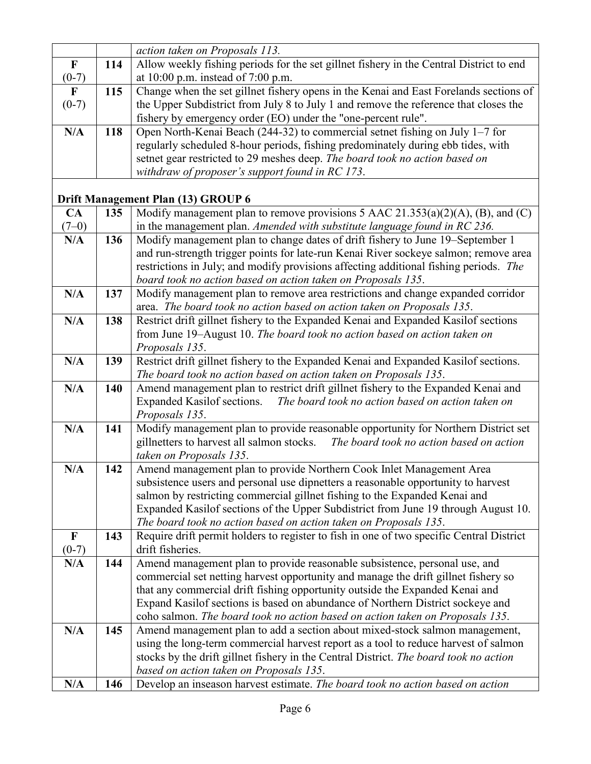| | | |
|---|---|---|
| | | *action taken on Proposals 113.* |
| **F** **(0-7)** | **114** | Allow weekly fishing periods for the set gillnet fishery in the Central District to end at 10:00 p.m. instead of 7:00 p.m. |
| **F** **(0-7)** | **115** | Change when the set gillnet fishery opens in the Kenai and East Forelands sections of the Upper Subdistrict from July 8 to July 1 and remove the reference that closes the fishery by emergency order (EO) under the "one-percent rule". |
| **N/A** | **118** | Open North-Kenai Beach (244-32) to commercial setnet fishing on July 1–7 for regularly scheduled 8-hour periods, fishing predominately during ebb tides, with setnet gear restricted to 29 meshes deep. *The board took no action based on withdraw of proposer's support found in RC 173.* |
| **Drift Management Plan (13) GROUP 6** | | |
| **CA** **(7–0)** | **135** | Modify management plan to remove provisions 5 AAC 21.353(a)(2)(A), (B), and (C) in the management plan. *Amended with substitute language found in RC 236.* |
| **N/A** | **136** | Modify management plan to change dates of drift fishery to June 19–September 1 and run-strength trigger points for late-run Kenai River sockeye salmon; remove area restrictions in July; and modify provisions affecting additional fishing periods. *The board took no action based on action taken on Proposals 135.* |
| **N/A** | **137** | Modify management plan to remove area restrictions and change expanded corridor area. *The board took no action based on action taken on Proposals 135.* |
| **N/A** | **138** | Restrict drift gillnet fishery to the Expanded Kenai and Expanded Kasilof sections from June 19–August 10. *The board took no action based on action taken on Proposals 135.* |
| **N/A** | **139** | Restrict drift gillnet fishery to the Expanded Kenai and Expanded Kasilof sections. *The board took no action based on action taken on Proposals 135.* |
| **N/A** | **140** | Amend management plan to restrict drift gillnet fishery to the Expanded Kenai and Expanded Kasilof sections. *The board took no action based on action taken on Proposals 135.* |
| **N/A** | **141** | Modify management plan to provide reasonable opportunity for Northern District set gillnetters to harvest all salmon stocks. *The board took no action based on action taken on Proposals 135.* |
| **N/A** | **142** | Amend management plan to provide Northern Cook Inlet Management Area subsistence users and personal use dipnetters a reasonable opportunity to harvest salmon by restricting commercial gillnet fishing to the Expanded Kenai and Expanded Kasilof sections of the Upper Subdistrict from June 19 through August 10. *The board took no action based on action taken on Proposals 135.* |
| **F** **(0-7)** | **143** | Require drift permit holders to register to fish in one of two specific Central District drift fisheries. |
| **N/A** | **144** | Amend management plan to provide reasonable subsistence, personal use, and commercial set netting harvest opportunity and manage the drift gillnet fishery so that any commercial drift fishing opportunity outside the Expanded Kenai and Expand Kasilof sections is based on abundance of Northern District sockeye and coho salmon. *The board took no action based on action taken on Proposals 135.* |
| **N/A** | **145** | Amend management plan to add a section about mixed-stock salmon management, using the long-term commercial harvest report as a tool to reduce harvest of salmon stocks by the drift gillnet fishery in the Central District. *The board took no action based on action taken on Proposals 135.* |
| **N/A** | **146** | Develop an inseason harvest estimate. *The board took no action based on action* |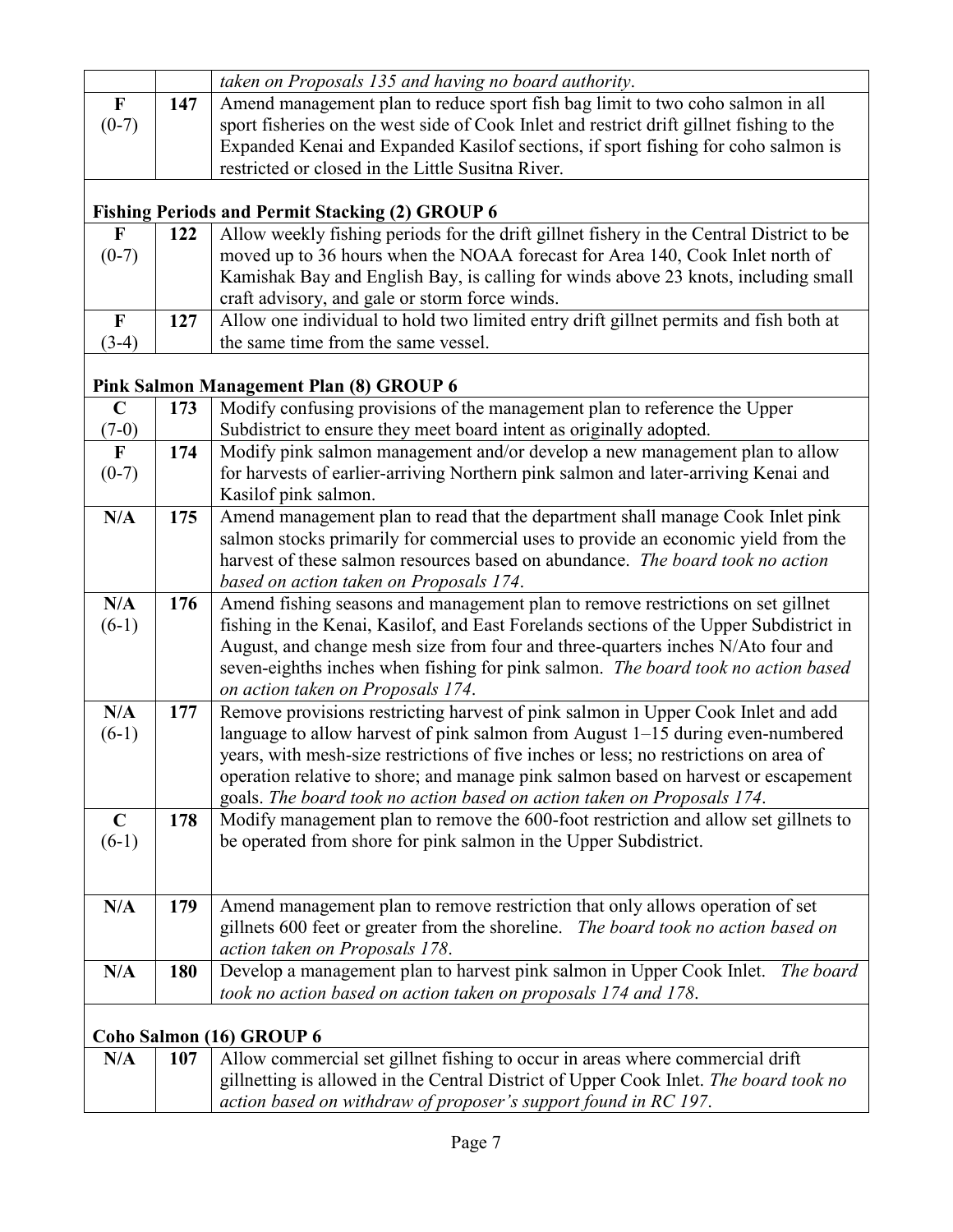| | | |
|---|---|---|
| | | *taken on Proposals 135 and having no board authority*. |
| **F** (0-7) | **147** | Amend management plan to reduce sport fish bag limit to two coho salmon in all sport fisheries on the west side of Cook Inlet and restrict drift gillnet fishing to the Expanded Kenai and Expanded Kasilof sections, if sport fishing for coho salmon is restricted or closed in the Little Susitna River. |
| **Fishing Periods and Permit Stacking (2) GROUP 6** | | |
| **F** (0-7) | **122** | Allow weekly fishing periods for the drift gillnet fishery in the Central District to be moved up to 36 hours when the NOAA forecast for Area 140, Cook Inlet north of Kamishak Bay and English Bay, is calling for winds above 23 knots, including small craft advisory, and gale or storm force winds. |
| **F** (3-4) | **127** | Allow one individual to hold two limited entry drift gillnet permits and fish both at the same time from the same vessel. |
| **Pink Salmon Management Plan (8) GROUP 6** | | |
| **C** (7-0) | **173** | Modify confusing provisions of the management plan to reference the Upper Subdistrict to ensure they meet board intent as originally adopted. |
| **F** (0-7) | **174** | Modify pink salmon management and/or develop a new management plan to allow for harvests of earlier-arriving Northern pink salmon and later-arriving Kenai and Kasilof pink salmon. |
| **N/A** | **175** | Amend management plan to read that the department shall manage Cook Inlet pink salmon stocks primarily for commercial uses to provide an economic yield from the harvest of these salmon resources based on abundance. *The board took no action based on action taken on Proposals 174*. |
| **N/A** (6-1) | **176** | Amend fishing seasons and management plan to remove restrictions on set gillnet fishing in the Kenai, Kasilof, and East Forelands sections of the Upper Subdistrict in August, and change mesh size from four and three-quarters inches N/Ato four and seven-eighths inches when fishing for pink salmon. *The board took no action based on action taken on Proposals 174*. |
| **N/A** (6-1) | **177** | Remove provisions restricting harvest of pink salmon in Upper Cook Inlet and add language to allow harvest of pink salmon from August 1–15 during even-numbered years, with mesh-size restrictions of five inches or less; no restrictions on area of operation relative to shore; and manage pink salmon based on harvest or escapement goals. *The board took no action based on action taken on Proposals 174*. |
| **C** (6-1) | **178** | Modify management plan to remove the 600-foot restriction and allow set gillnets to be operated from shore for pink salmon in the Upper Subdistrict. |
| **N/A** | **179** | Amend management plan to remove restriction that only allows operation of set gillnets 600 feet or greater from the shoreline. *The board took no action based on action taken on Proposals 178*. |
| **N/A** | **180** | Develop a management plan to harvest pink salmon in Upper Cook Inlet. *The board took no action based on action taken on proposals 174 and 178*. |
| **Coho Salmon (16) GROUP 6** | | |
| **N/A** | **107** | Allow commercial set gillnet fishing to occur in areas where commercial drift gillnetting is allowed in the Central District of Upper Cook Inlet. *The board took no action based on withdraw of proposer's support found in RC 197*. |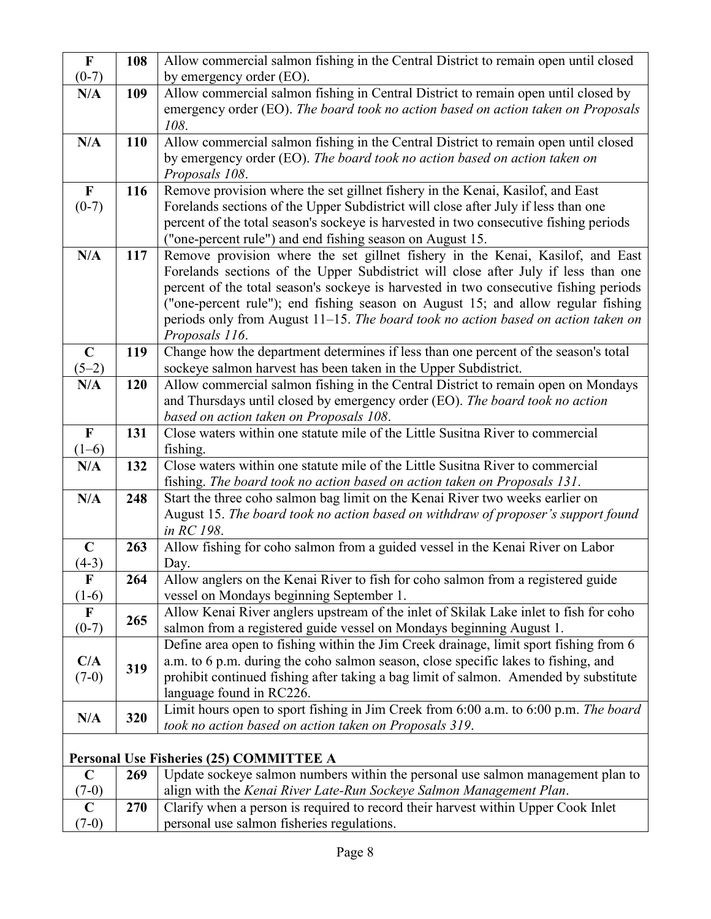| | | |
|---|---|---|
| **F** (0-7) | **108** | Allow commercial salmon fishing in the Central District to remain open until closed by emergency order (EO). |
| **N/A** | **109** | Allow commercial salmon fishing in Central District to remain open until closed by emergency order (EO). *The board took no action based on action taken on Proposals 108*. |
| **N/A** | **110** | Allow commercial salmon fishing in the Central District to remain open until closed by emergency order (EO). *The board took no action based on action taken on Proposals 108*. |
| **F** (0-7) | **116** | Remove provision where the set gillnet fishery in the Kenai, Kasilof, and East Forelands sections of the Upper Subdistrict will close after July if less than one percent of the total season's sockeye is harvested in two consecutive fishing periods ("one-percent rule") and end fishing season on August 15. |
| **N/A** | **117** | Remove provision where the set gillnet fishery in the Kenai, Kasilof, and East Forelands sections of the Upper Subdistrict will close after July if less than one percent of the total season's sockeye is harvested in two consecutive fishing periods ("one-percent rule"); end fishing season on August 15; and allow regular fishing periods only from August 11–15. *The board took no action based on action taken on Proposals 116*. |
| **C** (5–2) | **119** | Change how the department determines if less than one percent of the season's total sockeye salmon harvest has been taken in the Upper Subdistrict. |
| **N/A** | **120** | Allow commercial salmon fishing in the Central District to remain open on Mondays and Thursdays until closed by emergency order (EO). *The board took no action based on action taken on Proposals 108*. |
| **F** (1–6) | **131** | Close waters within one statute mile of the Little Susitna River to commercial fishing. |
| **N/A** | **132** | Close waters within one statute mile of the Little Susitna River to commercial fishing. *The board took no action based on action taken on Proposals 131*. |
| **N/A** | **248** | Start the three coho salmon bag limit on the Kenai River two weeks earlier on August 15. *The board took no action based on withdraw of proposer's support found in RC 198*. |
| **C** (4-3) | **263** | Allow fishing for coho salmon from a guided vessel in the Kenai River on Labor Day. |
| **F** (1-6) | **264** | Allow anglers on the Kenai River to fish for coho salmon from a registered guide vessel on Mondays beginning September 1. |
| **F** (0-7) | **265** | Allow Kenai River anglers upstream of the inlet of Skilak Lake inlet to fish for coho salmon from a registered guide vessel on Mondays beginning August 1. |
| **C/A** (7-0) | **319** | Define area open to fishing within the Jim Creek drainage, limit sport fishing from 6 a.m. to 6 p.m. during the coho salmon season, close specific lakes to fishing, and prohibit continued fishing after taking a bag limit of salmon. Amended by substitute language found in RC226. |
| **N/A** | **320** | Limit hours open to sport fishing in Jim Creek from 6:00 a.m. to 6:00 p.m. *The board took no action based on action taken on Proposals 319*. |
| **Personal Use Fisheries (25) COMMITTEE A** | | |
| **C** (7-0) | **269** | Update sockeye salmon numbers within the personal use salmon management plan to align with the *Kenai River Late-Run Sockeye Salmon Management Plan*. |
| **C** (7-0) | **270** | Clarify when a person is required to record their harvest within Upper Cook Inlet personal use salmon fisheries regulations. |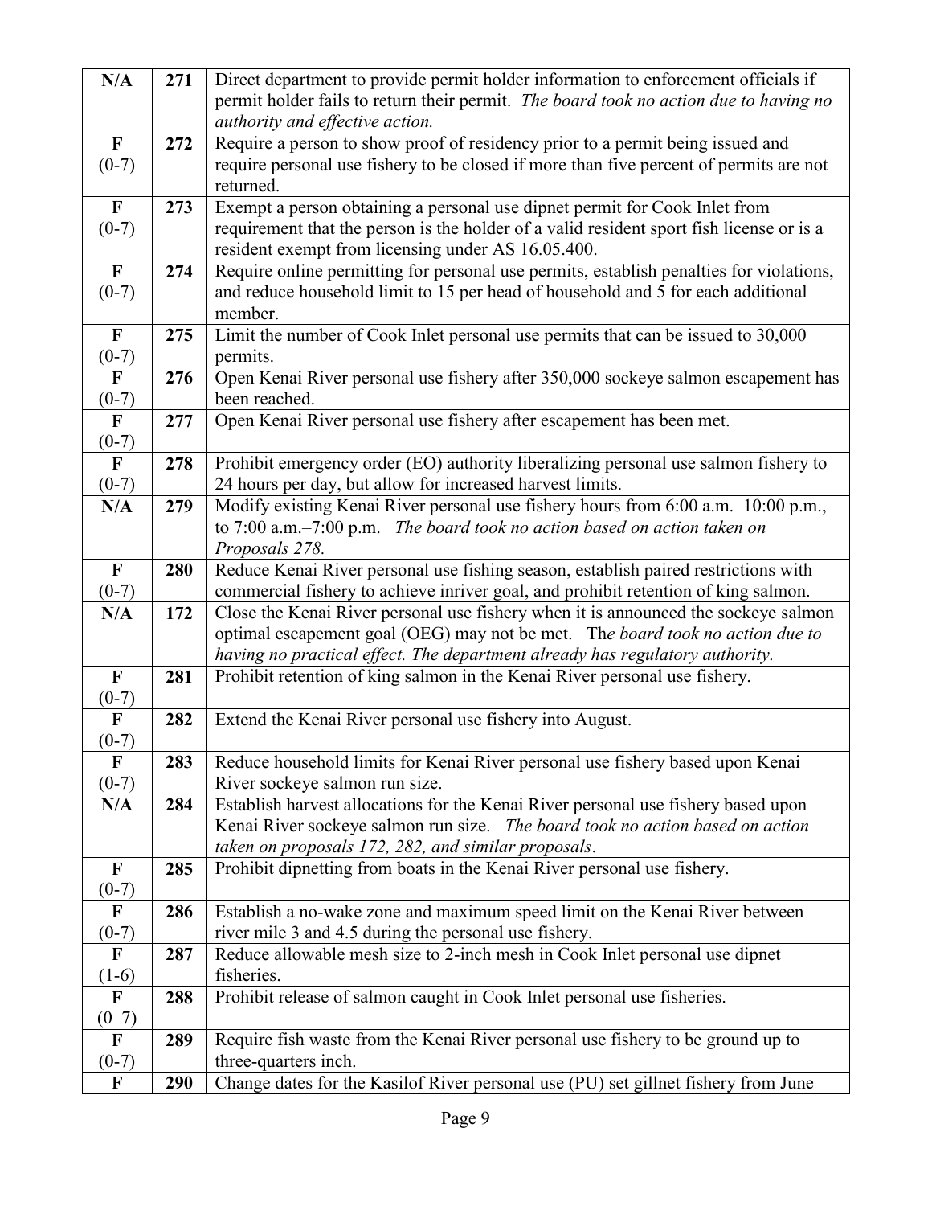| N/A | 271 | Direct department to provide permit holder information to enforcement officials if permit holder fails to return their permit. *The board took no action due to having no authority and effective action.* |
|---|---|---|
| F (0-7) | 272 | Require a person to show proof of residency prior to a permit being issued and require personal use fishery to be closed if more than five percent of permits are not returned. |
| F (0-7) | 273 | Exempt a person obtaining a personal use dipnet permit for Cook Inlet from requirement that the person is the holder of a valid resident sport fish license or is a resident exempt from licensing under AS 16.05.400. |
| F (0-7) | 274 | Require online permitting for personal use permits, establish penalties for violations, and reduce household limit to 15 per head of household and 5 for each additional member. |
| F (0-7) | 275 | Limit the number of Cook Inlet personal use permits that can be issued to 30,000 permits. |
| F (0-7) | 276 | Open Kenai River personal use fishery after 350,000 sockeye salmon escapement has been reached. |
| F (0-7) | 277 | Open Kenai River personal use fishery after escapement has been met. |
| F (0-7) | 278 | Prohibit emergency order (EO) authority liberalizing personal use salmon fishery to 24 hours per day, but allow for increased harvest limits. |
| N/A | 279 | Modify existing Kenai River personal use fishery hours from 6:00 a.m.–10:00 p.m., to 7:00 a.m.–7:00 p.m. *The board took no action based on action taken on Proposals 278.* |
| F (0-7) | 280 | Reduce Kenai River personal use fishing season, establish paired restrictions with commercial fishery to achieve inriver goal, and prohibit retention of king salmon. |
| N/A | 172 | Close the Kenai River personal use fishery when it is announced the sockeye salmon optimal escapement goal (OEG) may not be met. *The board took no action due to having no practical effect. The department already has regulatory authority.* |
| F (0-7) | 281 | Prohibit retention of king salmon in the Kenai River personal use fishery. |
| F (0-7) | 282 | Extend the Kenai River personal use fishery into August. |
| F (0-7) | 283 | Reduce household limits for Kenai River personal use fishery based upon Kenai River sockeye salmon run size. |
| N/A | 284 | Establish harvest allocations for the Kenai River personal use fishery based upon Kenai River sockeye salmon run size. *The board took no action based on action taken on proposals 172, 282, and similar proposals.* |
| F (0-7) | 285 | Prohibit dipnetting from boats in the Kenai River personal use fishery. |
| F (0-7) | 286 | Establish a no-wake zone and maximum speed limit on the Kenai River between river mile 3 and 4.5 during the personal use fishery. |
| F (1-6) | 287 | Reduce allowable mesh size to 2-inch mesh in Cook Inlet personal use dipnet fisheries. |
| F (0–7) | 288 | Prohibit release of salmon caught in Cook Inlet personal use fisheries. |
| F (0-7) | 289 | Require fish waste from the Kenai River personal use fishery to be ground up to three-quarters inch. |
| F | 290 | Change dates for the Kasilof River personal use (PU) set gillnet fishery from June |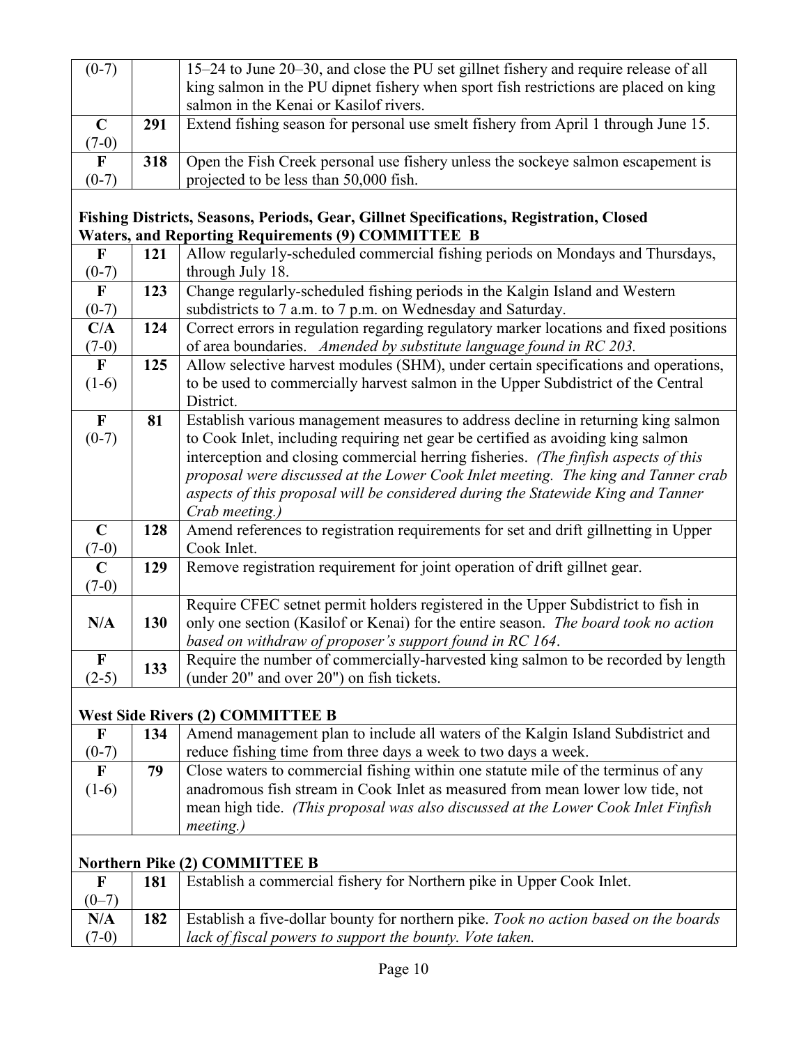| | | |
|---|---|---|
| (0-7) | | 15–24 to June 20–30, and close the PU set gillnet fishery and require release of all king salmon in the PU dipnet fishery when sport fish restrictions are placed on king salmon in the Kenai or Kasilof rivers. |
| **C** (7-0) | **291** | Extend fishing season for personal use smelt fishery from April 1 through June 15. |
| **F** (0-7) | **318** | Open the Fish Creek personal use fishery unless the sockeye salmon escapement is projected to be less than 50,000 fish. |
| **Fishing Districts, Seasons, Periods, Gear, Gillnet Specifications, Registration, Closed Waters, and Reporting Requirements (9) COMMITTEE B** | | |
| **F** (0-7) | **121** | Allow regularly-scheduled commercial fishing periods on Mondays and Thursdays, through July 18. |
| **F** (0-7) | **123** | Change regularly-scheduled fishing periods in the Kalgin Island and Western subdistricts to 7 a.m. to 7 p.m. on Wednesday and Saturday. |
| **C/A** (7-0) | **124** | Correct errors in regulation regarding regulatory marker locations and fixed positions of area boundaries. *Amended by substitute language found in RC 203.* |
| **F** (1-6) | **125** | Allow selective harvest modules (SHM), under certain specifications and operations, to be used to commercially harvest salmon in the Upper Subdistrict of the Central District. |
| **F** (0-7) | **81** | Establish various management measures to address decline in returning king salmon to Cook Inlet, including requiring net gear be certified as avoiding king salmon interception and closing commercial herring fisheries. *(The finfish aspects of this proposal were discussed at the Lower Cook Inlet meeting. The king and Tanner crab aspects of this proposal will be considered during the Statewide King and Tanner Crab meeting.)* |
| **C** (7-0) | **128** | Amend references to registration requirements for set and drift gillnetting in Upper Cook Inlet. |
| **C** (7-0) | **129** | Remove registration requirement for joint operation of drift gillnet gear. |
| **N/A** | **130** | Require CFEC setnet permit holders registered in the Upper Subdistrict to fish in only one section (Kasilof or Kenai) for the entire season. *The board took no action based on withdraw of proposer's support found in RC 164*. |
| **F** (2-5) | **133** | Require the number of commercially-harvested king salmon to be recorded by length (under 20" and over 20") on fish tickets. |
| **West Side Rivers (2) COMMITTEE B** | | |
| **F** (0-7) | **134** | Amend management plan to include all waters of the Kalgin Island Subdistrict and reduce fishing time from three days a week to two days a week. |
| **F** (1-6) | **79** | Close waters to commercial fishing within one statute mile of the terminus of any anadromous fish stream in Cook Inlet as measured from mean lower low tide, not mean high tide. *(This proposal was also discussed at the Lower Cook Inlet Finfish meeting.)* |
| **Northern Pike (2) COMMITTEE B** | | |
| **F** (0–7) | **181** | Establish a commercial fishery for Northern pike in Upper Cook Inlet. |
| **N/A** (7-0) | **182** | Establish a five-dollar bounty for northern pike. *Took no action based on the boards lack of fiscal powers to support the bounty. Vote taken.* |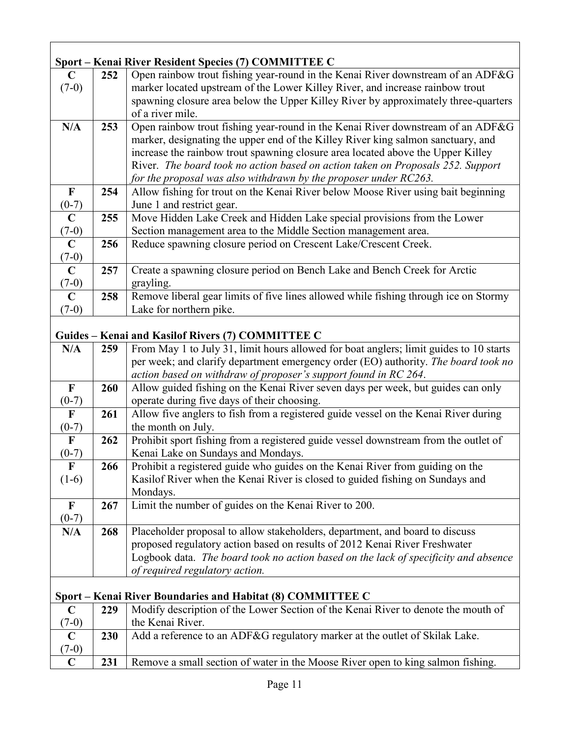| | | |
|---|---|---|
| **Sport – Kenai River Resident Species (7) COMMITTEE C** | | |
| **C** (7-0) | **252** | Open rainbow trout fishing year-round in the Kenai River downstream of an ADF&G marker located upstream of the Lower Killey River, and increase rainbow trout spawning closure area below the Upper Killey River by approximately three-quarters of a river mile. |
| **N/A** | **253** | Open rainbow trout fishing year-round in the Kenai River downstream of an ADF&G marker, designating the upper end of the Killey River king salmon sanctuary, and increase the rainbow trout spawning closure area located above the Upper Killey River. *The board took no action based on action taken on Proposals 252. Support for the proposal was also withdrawn by the proposer under RC263.* |
| **F** (0-7) | **254** | Allow fishing for trout on the Kenai River below Moose River using bait beginning June 1 and restrict gear. |
| **C** (7-0) | **255** | Move Hidden Lake Creek and Hidden Lake special provisions from the Lower Section management area to the Middle Section management area. |
| **C** (7-0) | **256** | Reduce spawning closure period on Crescent Lake/Crescent Creek. |
| **C** (7-0) | **257** | Create a spawning closure period on Bench Lake and Bench Creek for Arctic grayling. |
| **C** (7-0) | **258** | Remove liberal gear limits of five lines allowed while fishing through ice on Stormy Lake for northern pike. |
| **Guides – Kenai and Kasilof Rivers (7) COMMITTEE C** | | |
| **N/A** | **259** | From May 1 to July 31, limit hours allowed for boat anglers; limit guides to 10 starts per week; and clarify department emergency order (EO) authority. *The board took no action based on withdraw of proposer's support found in RC 264.* |
| **F** (0-7) | **260** | Allow guided fishing on the Kenai River seven days per week, but guides can only operate during five days of their choosing. |
| **F** (0-7) | **261** | Allow five anglers to fish from a registered guide vessel on the Kenai River during the month on July. |
| **F** (0-7) | **262** | Prohibit sport fishing from a registered guide vessel downstream from the outlet of Kenai Lake on Sundays and Mondays. |
| **F** (1-6) | **266** | Prohibit a registered guide who guides on the Kenai River from guiding on the Kasilof River when the Kenai River is closed to guided fishing on Sundays and Mondays. |
| **F** (0-7) | **267** | Limit the number of guides on the Kenai River to 200. |
| **N/A** | **268** | Placeholder proposal to allow stakeholders, department, and board to discuss proposed regulatory action based on results of 2012 Kenai River Freshwater Logbook data. *The board took no action based on the lack of specificity and absence of required regulatory action.* |
| **Sport – Kenai River Boundaries and Habitat (8) COMMITTEE C** | | |
| **C** (7-0) | **229** | Modify description of the Lower Section of the Kenai River to denote the mouth of the Kenai River. |
| **C** (7-0) | **230** | Add a reference to an ADF&G regulatory marker at the outlet of Skilak Lake. |
| **C** | **231** | Remove a small section of water in the Moose River open to king salmon fishing. |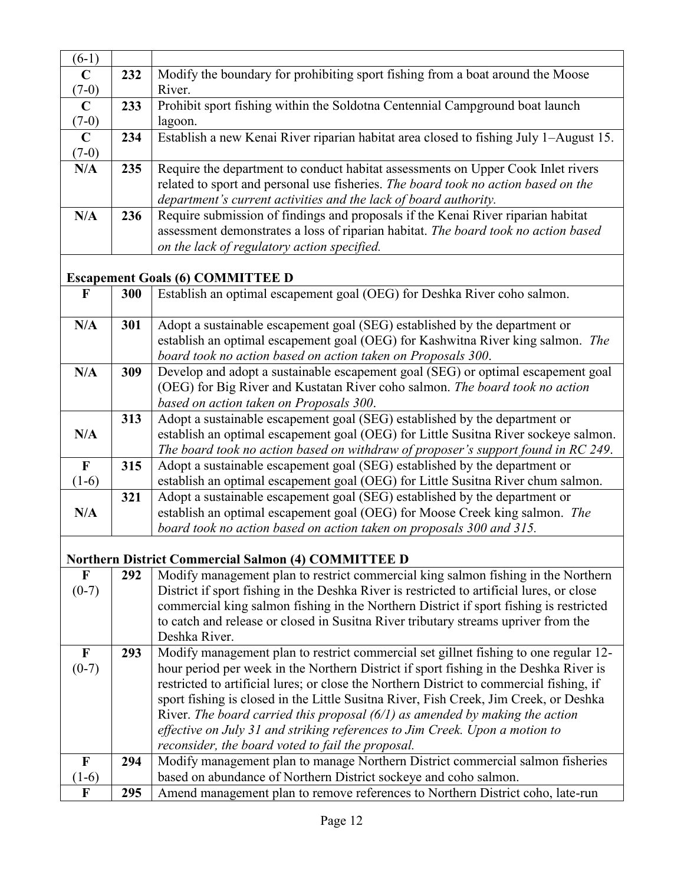| | | |
|---|---|---|
| (6-1) | | |
| **C** (7-0) | **232** | Modify the boundary for prohibiting sport fishing from a boat around the Moose River. |
| **C** (7-0) | **233** | Prohibit sport fishing within the Soldotna Centennial Campground boat launch lagoon. |
| **C** (7-0) | **234** | Establish a new Kenai River riparian habitat area closed to fishing July 1–August 15. |
| **N/A** | **235** | Require the department to conduct habitat assessments on Upper Cook Inlet rivers related to sport and personal use fisheries. *The board took no action based on the department's current activities and the lack of board authority.* |
| **N/A** | **236** | Require submission of findings and proposals if the Kenai River riparian habitat assessment demonstrates a loss of riparian habitat. *The board took no action based on the lack of regulatory action specified.* |

**Escapement Goals (6) COMMITTEE D**

| | | |
|---|---|---|
| **F** | **300** | Establish an optimal escapement goal (OEG) for Deshka River coho salmon. |
| **N/A** | **301** | Adopt a sustainable escapement goal (SEG) established by the department or establish an optimal escapement goal (OEG) for Kashwitna River king salmon. *The board took no action based on action taken on Proposals 300.* |
| **N/A** | **309** | Develop and adopt a sustainable escapement goal (SEG) or optimal escapement goal (OEG) for Big River and Kustatan River coho salmon. *The board took no action based on action taken on Proposals 300.* |
| **N/A** | **313** | Adopt a sustainable escapement goal (SEG) established by the department or establish an optimal escapement goal (OEG) for Little Susitna River sockeye salmon. *The board took no action based on withdraw of proposer's support found in RC 249.* |
| **F** (1-6) | **315** | Adopt a sustainable escapement goal (SEG) established by the department or establish an optimal escapement goal (OEG) for Little Susitna River chum salmon. |
| **N/A** | **321** | Adopt a sustainable escapement goal (SEG) established by the department or establish an optimal escapement goal (OEG) for Moose Creek king salmon. *The board took no action based on action taken on proposals 300 and 315.* |

**Northern District Commercial Salmon (4) COMMITTEE D**

| | | |
|---|---|---|
| **F** (0-7) | **292** | Modify management plan to restrict commercial king salmon fishing in the Northern District if sport fishing in the Deshka River is restricted to artificial lures, or close commercial king salmon fishing in the Northern District if sport fishing is restricted to catch and release or closed in Susitna River tributary streams upriver from the Deshka River. |
| **F** (0-7) | **293** | Modify management plan to restrict commercial set gillnet fishing to one regular 12-hour period per week in the Northern District if sport fishing in the Deshka River is restricted to artificial lures; or close the Northern District to commercial fishing, if sport fishing is closed in the Little Susitna River, Fish Creek, Jim Creek, or Deshka River. *The board carried this proposal (6/1) as amended by making the action effective on July 31 and striking references to Jim Creek. Upon a motion to reconsider, the board voted to fail the proposal.* |
| **F** (1-6) | **294** | Modify management plan to manage Northern District commercial salmon fisheries based on abundance of Northern District sockeye and coho salmon. |
| **F** | **295** | Amend management plan to remove references to Northern District coho, late-run |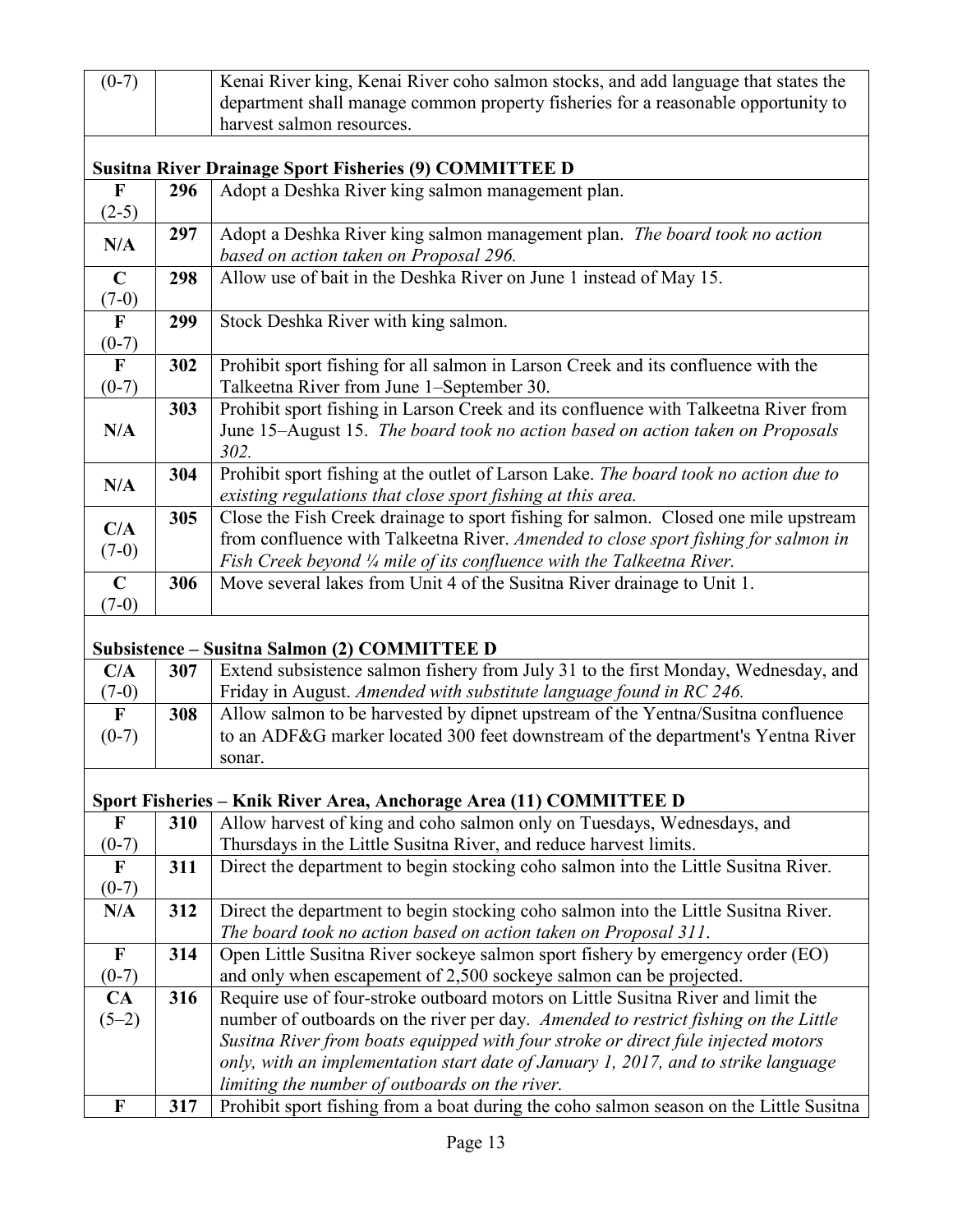| | | |
|---|---|---|
| (0-7) | | Kenai River king, Kenai River coho salmon stocks, and add language that states the department shall manage common property fisheries for a reasonable opportunity to harvest salmon resources. |

**Susitna River Drainage Sport Fisheries (9) COMMITTEE D**

| | | |
|---|---|---|
| **F** (2-5) | **296** | Adopt a Deshka River king salmon management plan. |
| **N/A** | **297** | Adopt a Deshka River king salmon management plan. *The board took no action based on action taken on Proposal 296.* |
| **C** (7-0) | **298** | Allow use of bait in the Deshka River on June 1 instead of May 15. |
| **F** (0-7) | **299** | Stock Deshka River with king salmon. |
| **F** (0-7) | **302** | Prohibit sport fishing for all salmon in Larson Creek and its confluence with the Talkeetna River from June 1–September 30. |
| **N/A** | **303** | Prohibit sport fishing in Larson Creek and its confluence with Talkeetna River from June 15–August 15. *The board took no action based on action taken on Proposals 302.* |
| **N/A** | **304** | Prohibit sport fishing at the outlet of Larson Lake. *The board took no action due to existing regulations that close sport fishing at this area.* |
| **C/A** (7-0) | **305** | Close the Fish Creek drainage to sport fishing for salmon. Closed one mile upstream from confluence with Talkeetna River. *Amended to close sport fishing for salmon in Fish Creek beyond ¼ mile of its confluence with the Talkeetna River.* |
| **C** (7-0) | **306** | Move several lakes from Unit 4 of the Susitna River drainage to Unit 1. |

**Subsistence – Susitna Salmon (2) COMMITTEE D**

| | | |
|---|---|---|
| **C/A** (7-0) | **307** | Extend subsistence salmon fishery from July 31 to the first Monday, Wednesday, and Friday in August. *Amended with substitute language found in RC 246.* |
| **F** (0-7) | **308** | Allow salmon to be harvested by dipnet upstream of the Yentna/Susitna confluence to an ADF&G marker located 300 feet downstream of the department's Yentna River sonar. |

**Sport Fisheries – Knik River Area, Anchorage Area (11) COMMITTEE D**

| | | |
|---|---|---|
| **F** (0-7) | **310** | Allow harvest of king and coho salmon only on Tuesdays, Wednesdays, and Thursdays in the Little Susitna River, and reduce harvest limits. |
| **F** (0-7) | **311** | Direct the department to begin stocking coho salmon into the Little Susitna River. |
| **N/A** | **312** | Direct the department to begin stocking coho salmon into the Little Susitna River. *The board took no action based on action taken on Proposal 311.* |
| **F** (0-7) | **314** | Open Little Susitna River sockeye salmon sport fishery by emergency order (EO) and only when escapement of 2,500 sockeye salmon can be projected. |
| **CA** (5–2) | **316** | Require use of four-stroke outboard motors on Little Susitna River and limit the number of outboards on the river per day. *Amended to restrict fishing on the Little Susitna River from boats equipped with four stroke or direct fule injected motors only, with an implementation start date of January 1, 2017, and to strike language limiting the number of outboards on the river.* |
| **F** | **317** | Prohibit sport fishing from a boat during the coho salmon season on the Little Susitna |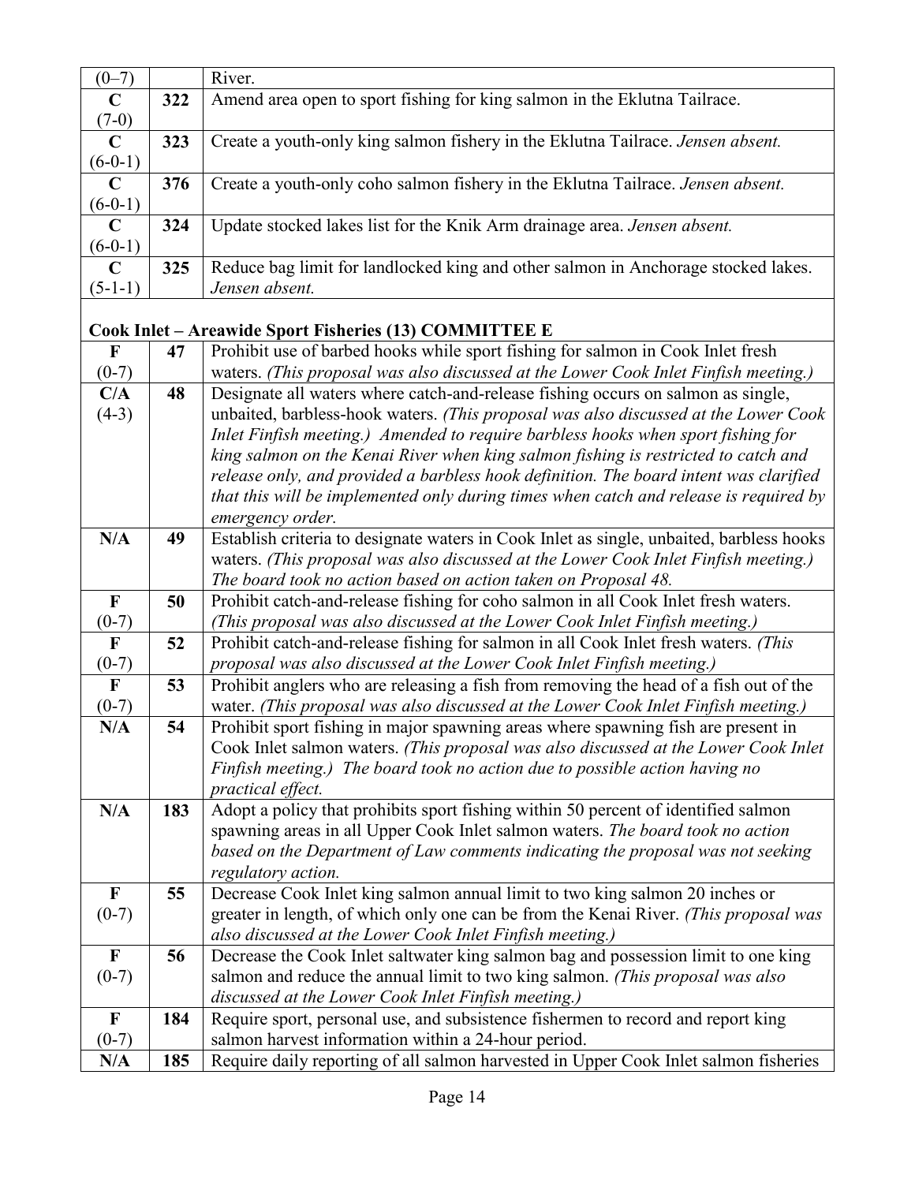| | | |
|---|---|---|
| (0–7) | | River. |
| **C** (7-0) | **322** | Amend area open to sport fishing for king salmon in the Eklutna Tailrace. |
| **C** (6-0-1) | **323** | Create a youth-only king salmon fishery in the Eklutna Tailrace. *Jensen absent.* |
| **C** (6-0-1) | **376** | Create a youth-only coho salmon fishery in the Eklutna Tailrace. *Jensen absent.* |
| **C** (6-0-1) | **324** | Update stocked lakes list for the Knik Arm drainage area. *Jensen absent.* |
| **C** (5-1-1) | **325** | Reduce bag limit for landlocked king and other salmon in Anchorage stocked lakes. *Jensen absent.* |
| **Cook Inlet – Areawide Sport Fisheries (13) COMMITTEE E** | | |
| **F** (0-7) | **47** | Prohibit use of barbed hooks while sport fishing for salmon in Cook Inlet fresh waters. *(This proposal was also discussed at the Lower Cook Inlet Finfish meeting.)* |
| **C/A** (4-3) | **48** | Designate all waters where catch-and-release fishing occurs on salmon as single, unbaited, barbless-hook waters. *(This proposal was also discussed at the Lower Cook Inlet Finfish meeting.) Amended to require barbless hooks when sport fishing for king salmon on the Kenai River when king salmon fishing is restricted to catch and release only, and provided a barbless hook definition. The board intent was clarified that this will be implemented only during times when catch and release is required by emergency order.* |
| **N/A** | **49** | Establish criteria to designate waters in Cook Inlet as single, unbaited, barbless hooks waters. *(This proposal was also discussed at the Lower Cook Inlet Finfish meeting.) The board took no action based on action taken on Proposal 48.* |
| **F** (0-7) | **50** | Prohibit catch-and-release fishing for coho salmon in all Cook Inlet fresh waters. *(This proposal was also discussed at the Lower Cook Inlet Finfish meeting.)* |
| **F** (0-7) | **52** | Prohibit catch-and-release fishing for salmon in all Cook Inlet fresh waters. *(This proposal was also discussed at the Lower Cook Inlet Finfish meeting.)* |
| **F** (0-7) | **53** | Prohibit anglers who are releasing a fish from removing the head of a fish out of the water. *(This proposal was also discussed at the Lower Cook Inlet Finfish meeting.)* |
| **N/A** | **54** | Prohibit sport fishing in major spawning areas where spawning fish are present in Cook Inlet salmon waters. *(This proposal was also discussed at the Lower Cook Inlet Finfish meeting.) The board took no action due to possible action having no practical effect.* |
| **N/A** | **183** | Adopt a policy that prohibits sport fishing within 50 percent of identified salmon spawning areas in all Upper Cook Inlet salmon waters. *The board took no action based on the Department of Law comments indicating the proposal was not seeking regulatory action.* |
| **F** (0-7) | **55** | Decrease Cook Inlet king salmon annual limit to two king salmon 20 inches or greater in length, of which only one can be from the Kenai River. *(This proposal was also discussed at the Lower Cook Inlet Finfish meeting.)* |
| **F** (0-7) | **56** | Decrease the Cook Inlet saltwater king salmon bag and possession limit to one king salmon and reduce the annual limit to two king salmon. *(This proposal was also discussed at the Lower Cook Inlet Finfish meeting.)* |
| **F** (0-7) | **184** | Require sport, personal use, and subsistence fishermen to record and report king salmon harvest information within a 24-hour period. |
| **N/A** | **185** | Require daily reporting of all salmon harvested in Upper Cook Inlet salmon fisheries |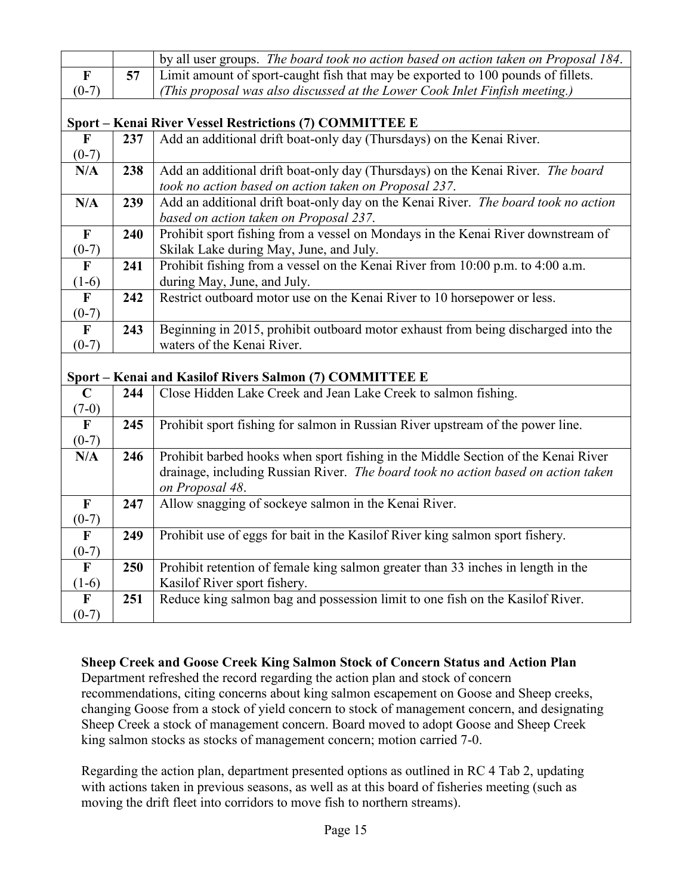| | | |
|---|---|---|
| | | by all user groups. *The board took no action based on action taken on Proposal 184*. |
| **F** (0-7) | **57** | Limit amount of sport-caught fish that may be exported to 100 pounds of fillets. *(This proposal was also discussed at the Lower Cook Inlet Finfish meeting.)* |
| **Sport – Kenai River Vessel Restrictions (7) COMMITTEE E** | | |
| **F** (0-7) | **237** | Add an additional drift boat-only day (Thursdays) on the Kenai River. |
| **N/A** | **238** | Add an additional drift boat-only day (Thursdays) on the Kenai River. *The board took no action based on action taken on Proposal 237*. |
| **N/A** | **239** | Add an additional drift boat-only day on the Kenai River. *The board took no action based on action taken on Proposal 237*. |
| **F** (0-7) | **240** | Prohibit sport fishing from a vessel on Mondays in the Kenai River downstream of Skilak Lake during May, June, and July. |
| **F** (1-6) | **241** | Prohibit fishing from a vessel on the Kenai River from 10:00 p.m. to 4:00 a.m. during May, June, and July. |
| **F** (0-7) | **242** | Restrict outboard motor use on the Kenai River to 10 horsepower or less. |
| **F** (0-7) | **243** | Beginning in 2015, prohibit outboard motor exhaust from being discharged into the waters of the Kenai River. |
| **Sport – Kenai and Kasilof Rivers Salmon (7) COMMITTEE E** | | |
| **C** (7-0) | **244** | Close Hidden Lake Creek and Jean Lake Creek to salmon fishing. |
| **F** (0-7) | **245** | Prohibit sport fishing for salmon in Russian River upstream of the power line. |
| **N/A** | **246** | Prohibit barbed hooks when sport fishing in the Middle Section of the Kenai River drainage, including Russian River. *The board took no action based on action taken on Proposal 48*. |
| **F** (0-7) | **247** | Allow snagging of sockeye salmon in the Kenai River. |
| **F** (0-7) | **249** | Prohibit use of eggs for bait in the Kasilof River king salmon sport fishery. |
| **F** (1-6) | **250** | Prohibit retention of female king salmon greater than 33 inches in length in the Kasilof River sport fishery. |
| **F** (0-7) | **251** | Reduce king salmon bag and possession limit to one fish on the Kasilof River. |

**Sheep Creek and Goose Creek King Salmon Stock of Concern Status and Action Plan**
Department refreshed the record regarding the action plan and stock of concern recommendations, citing concerns about king salmon escapement on Goose and Sheep creeks, changing Goose from a stock of yield concern to stock of management concern, and designating Sheep Creek a stock of management concern. Board moved to adopt Goose and Sheep Creek king salmon stocks as stocks of management concern; motion carried 7-0.

Regarding the action plan, department presented options as outlined in RC 4 Tab 2, updating with actions taken in previous seasons, as well as at this board of fisheries meeting (such as moving the drift fleet into corridors to move fish to northern streams).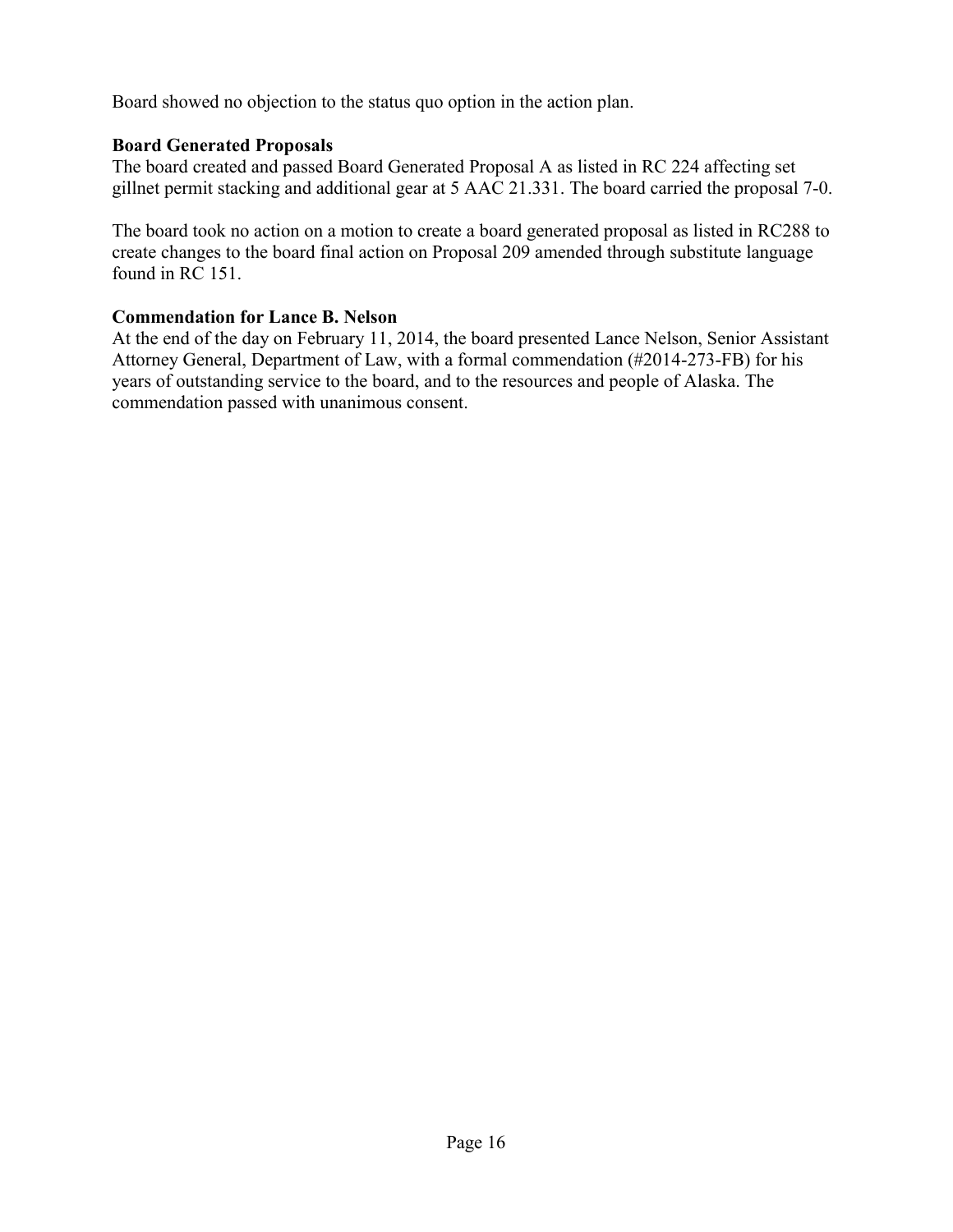Board showed no objection to the status quo option in the action plan.

**Board Generated Proposals**

The board created and passed Board Generated Proposal A as listed in RC 224 affecting set gillnet permit stacking and additional gear at 5 AAC 21.331. The board carried the proposal 7-0.

The board took no action on a motion to create a board generated proposal as listed in RC288 to create changes to the board final action on Proposal 209 amended through substitute language found in RC 151.

**Commendation for Lance B. Nelson**

At the end of the day on February 11, 2014, the board presented Lance Nelson, Senior Assistant Attorney General, Department of Law, with a formal commendation (#2014-273-FB) for his years of outstanding service to the board, and to the resources and people of Alaska. The commendation passed with unanimous consent.